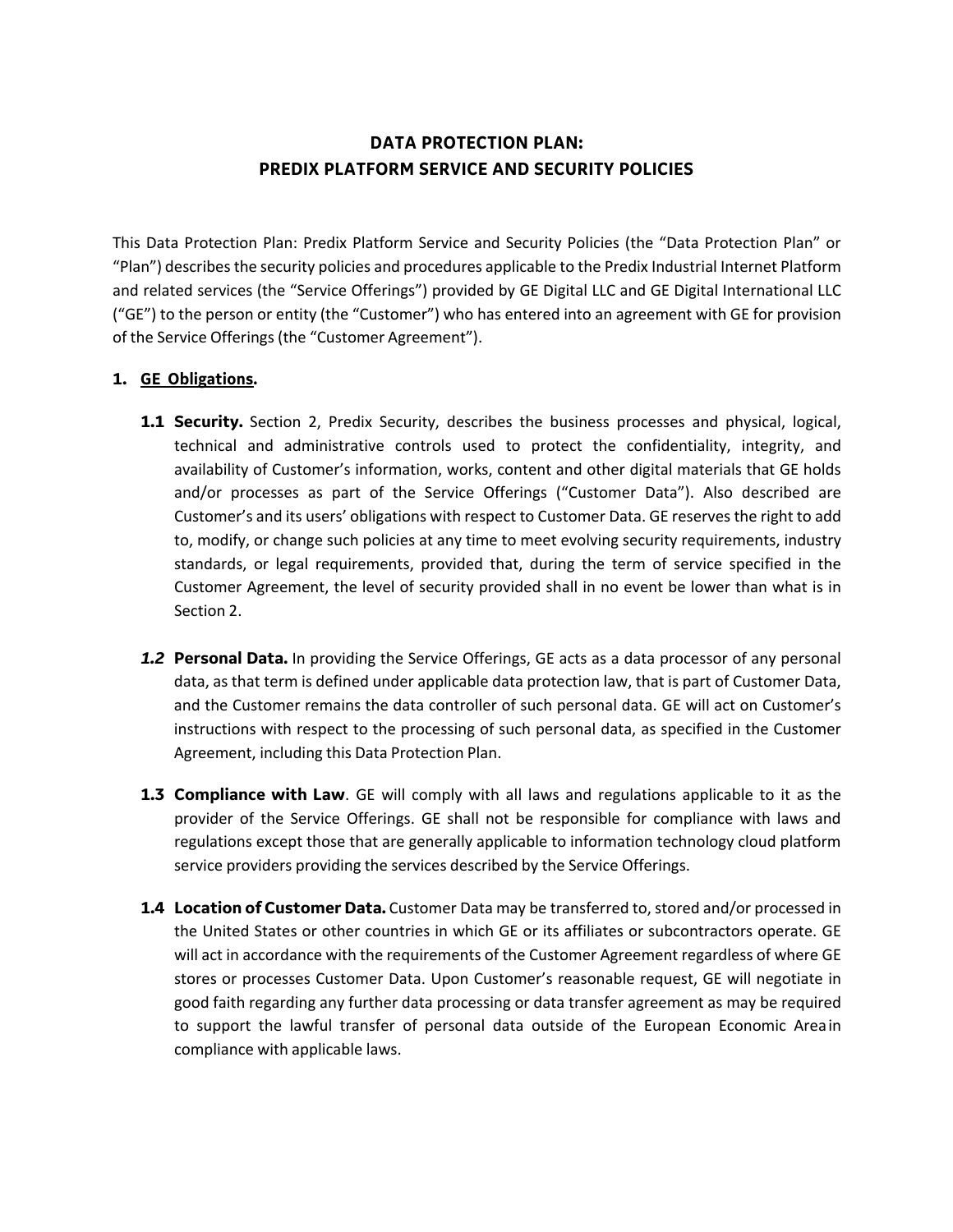# DATA PROTECTION PLAN:
# PREDIX PLATFORM SERVICE AND SECURITY POLICIES

This Data Protection Plan: Predix Platform Service and Security Policies (the "Data Protection Plan" or "Plan") describes the security policies and procedures applicable to the Predix Industrial Internet Platform and related services (the "Service Offerings") provided by GE Digital LLC and GE Digital International LLC ("GE") to the person or entity (the "Customer") who has entered into an agreement with GE for provision of the Service Offerings (the "Customer Agreement").

## 1. GE Obligations.

**1.1 Security.** Section 2, Predix Security, describes the business processes and physical, logical, technical and administrative controls used to protect the confidentiality, integrity, and availability of Customer's information, works, content and other digital materials that GE holds and/or processes as part of the Service Offerings ("Customer Data"). Also described are Customer's and its users' obligations with respect to Customer Data. GE reserves the right to add to, modify, or change such policies at any time to meet evolving security requirements, industry standards, or legal requirements, provided that, during the term of service specified in the Customer Agreement, the level of security provided shall in no event be lower than what is in Section 2.

***1.2*** **Personal Data.** In providing the Service Offerings, GE acts as a data processor of any personal data, as that term is defined under applicable data protection law, that is part of Customer Data, and the Customer remains the data controller of such personal data. GE will act on Customer's instructions with respect to the processing of such personal data, as specified in the Customer Agreement, including this Data Protection Plan.

**1.3 Compliance with Law**. GE will comply with all laws and regulations applicable to it as the provider of the Service Offerings. GE shall not be responsible for compliance with laws and regulations except those that are generally applicable to information technology cloud platform service providers providing the services described by the Service Offerings.

**1.4 Location of Customer Data.** Customer Data may be transferred to, stored and/or processed in the United States or other countries in which GE or its affiliates or subcontractors operate. GE will act in accordance with the requirements of the Customer Agreement regardless of where GE stores or processes Customer Data. Upon Customer's reasonable request, GE will negotiate in good faith regarding any further data processing or data transfer agreement as may be required to support the lawful transfer of personal data outside of the European Economic Area in compliance with applicable laws.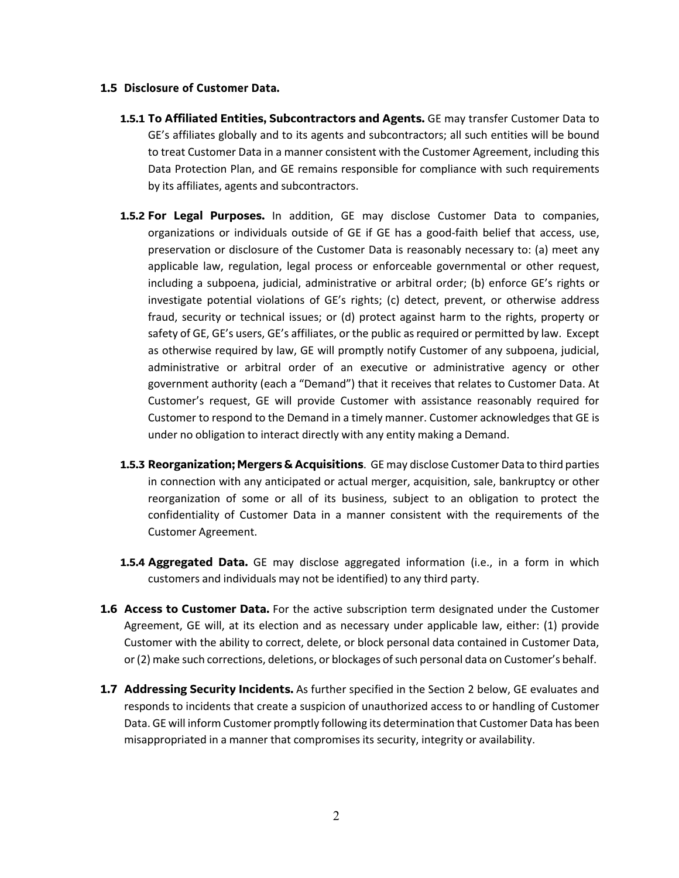### 1.5 Disclosure of Customer Data.

**1.5.1 To Affiliated Entities, Subcontractors and Agents.** GE may transfer Customer Data to GE's affiliates globally and to its agents and subcontractors; all such entities will be bound to treat Customer Data in a manner consistent with the Customer Agreement, including this Data Protection Plan, and GE remains responsible for compliance with such requirements by its affiliates, agents and subcontractors.

**1.5.2 For Legal Purposes.** In addition, GE may disclose Customer Data to companies, organizations or individuals outside of GE if GE has a good-faith belief that access, use, preservation or disclosure of the Customer Data is reasonably necessary to: (a) meet any applicable law, regulation, legal process or enforceable governmental or other request, including a subpoena, judicial, administrative or arbitral order; (b) enforce GE's rights or investigate potential violations of GE's rights; (c) detect, prevent, or otherwise address fraud, security or technical issues; or (d) protect against harm to the rights, property or safety of GE, GE's users, GE's affiliates, or the public as required or permitted by law. Except as otherwise required by law, GE will promptly notify Customer of any subpoena, judicial, administrative or arbitral order of an executive or administrative agency or other government authority (each a "Demand") that it receives that relates to Customer Data. At Customer's request, GE will provide Customer with assistance reasonably required for Customer to respond to the Demand in a timely manner. Customer acknowledges that GE is under no obligation to interact directly with any entity making a Demand.

**1.5.3 Reorganization; Mergers & Acquisitions**. GE may disclose Customer Data to third parties in connection with any anticipated or actual merger, acquisition, sale, bankruptcy or other reorganization of some or all of its business, subject to an obligation to protect the confidentiality of Customer Data in a manner consistent with the requirements of the Customer Agreement.

**1.5.4 Aggregated Data.** GE may disclose aggregated information (i.e., in a form in which customers and individuals may not be identified) to any third party.

**1.6 Access to Customer Data.** For the active subscription term designated under the Customer Agreement, GE will, at its election and as necessary under applicable law, either: (1) provide Customer with the ability to correct, delete, or block personal data contained in Customer Data, or (2) make such corrections, deletions, or blockages of such personal data on Customer's behalf.

**1.7 Addressing Security Incidents.** As further specified in the Section 2 below, GE evaluates and responds to incidents that create a suspicion of unauthorized access to or handling of Customer Data. GE will inform Customer promptly following its determination that Customer Data has been misappropriated in a manner that compromises its security, integrity or availability.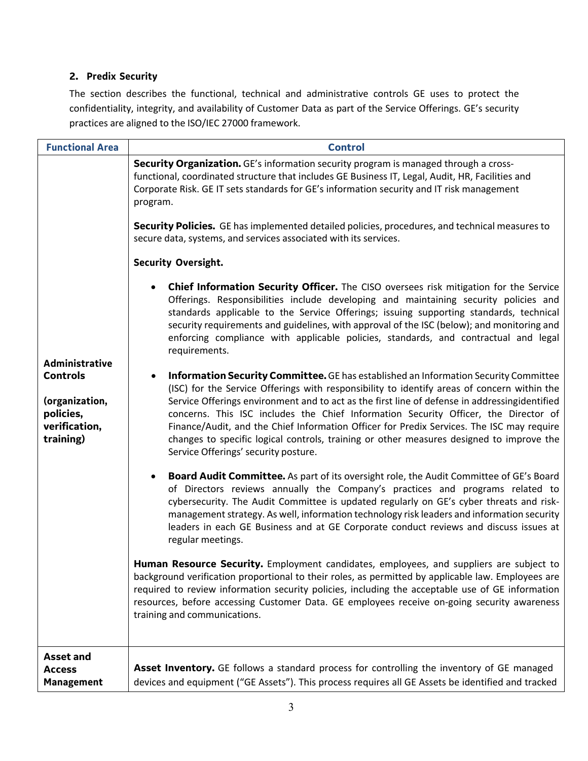## 2. Predix Security

The section describes the functional, technical and administrative controls GE uses to protect the confidentiality, integrity, and availability of Customer Data as part of the Service Offerings. GE's security practices are aligned to the ISO/IEC 27000 framework.

| Functional Area | Control |
|---|---|
| **Administrative Controls** <br><br> **(organization, policies, verification, training)** | **Security Organization.** GE's information security program is managed through a cross-functional, coordinated structure that includes GE Business IT, Legal, Audit, HR, Facilities and Corporate Risk. GE IT sets standards for GE's information security and IT risk management program. <br><br> **Security Policies.** GE has implemented detailed policies, procedures, and technical measures to secure data, systems, and services associated with its services. <br><br> **Security Oversight.** <br><br> • **Chief Information Security Officer.** The CISO oversees risk mitigation for the Service Offerings. Responsibilities include developing and maintaining security policies and standards applicable to the Service Offerings; issuing supporting standards, technical security requirements and guidelines, with approval of the ISC (below); and monitoring and enforcing compliance with applicable policies, standards, and contractual and legal requirements. <br><br> • **Information Security Committee.** GE has established an Information Security Committee (ISC) for the Service Offerings with responsibility to identify areas of concern within the Service Offerings environment and to act as the first line of defense in addressingidentified concerns. This ISC includes the Chief Information Security Officer, the Director of Finance/Audit, and the Chief Information Officer for Predix Services. The ISC may require changes to specific logical controls, training or other measures designed to improve the Service Offerings' security posture. <br><br> • **Board Audit Committee.** As part of its oversight role, the Audit Committee of GE's Board of Directors reviews annually the Company's practices and programs related to cybersecurity. The Audit Committee is updated regularly on GE's cyber threats and risk-management strategy. As well, information technology risk leaders and information security leaders in each GE Business and at GE Corporate conduct reviews and discuss issues at regular meetings. <br><br> **Human Resource Security.** Employment candidates, employees, and suppliers are subject to background verification proportional to their roles, as permitted by applicable law. Employees are required to review information security policies, including the acceptable use of GE information resources, before accessing Customer Data. GE employees receive on-going security awareness training and communications. |
| **Asset and Access Management** | **Asset Inventory.** GE follows a standard process for controlling the inventory of GE managed devices and equipment ("GE Assets"). This process requires all GE Assets be identified and tracked |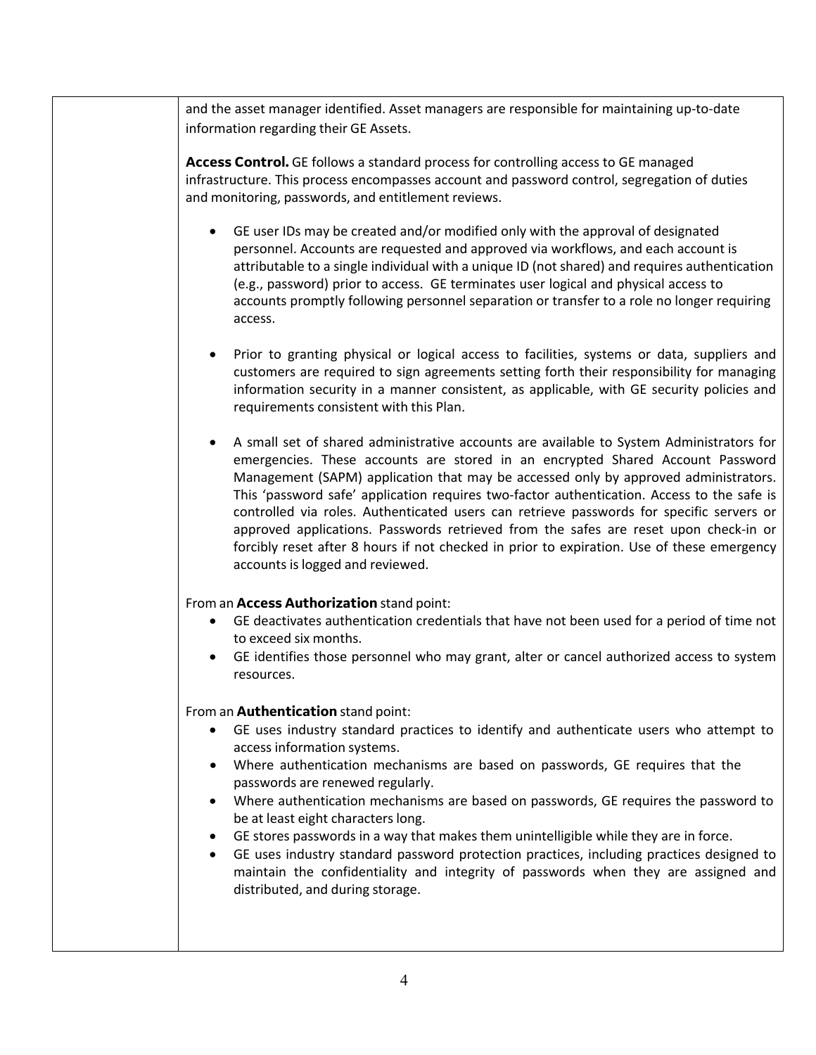and the asset manager identified. Asset managers are responsible for maintaining up-to-date information regarding their GE Assets.

**Access Control.** GE follows a standard process for controlling access to GE managed infrastructure. This process encompasses account and password control, segregation of duties and monitoring, passwords, and entitlement reviews.

- GE user IDs may be created and/or modified only with the approval of designated personnel. Accounts are requested and approved via workflows, and each account is attributable to a single individual with a unique ID (not shared) and requires authentication (e.g., password) prior to access. GE terminates user logical and physical access to accounts promptly following personnel separation or transfer to a role no longer requiring access.

- Prior to granting physical or logical access to facilities, systems or data, suppliers and customers are required to sign agreements setting forth their responsibility for managing information security in a manner consistent, as applicable, with GE security policies and requirements consistent with this Plan.

- A small set of shared administrative accounts are available to System Administrators for emergencies. These accounts are stored in an encrypted Shared Account Password Management (SAPM) application that may be accessed only by approved administrators. This 'password safe' application requires two-factor authentication. Access to the safe is controlled via roles. Authenticated users can retrieve passwords for specific servers or approved applications. Passwords retrieved from the safes are reset upon check-in or forcibly reset after 8 hours if not checked in prior to expiration. Use of these emergency accounts is logged and reviewed.

From an **Access Authorization** stand point:

- GE deactivates authentication credentials that have not been used for a period of time not to exceed six months.
- GE identifies those personnel who may grant, alter or cancel authorized access to system resources.

From an **Authentication** stand point:

- GE uses industry standard practices to identify and authenticate users who attempt to access information systems.
- Where authentication mechanisms are based on passwords, GE requires that the passwords are renewed regularly.
- Where authentication mechanisms are based on passwords, GE requires the password to be at least eight characters long.
- GE stores passwords in a way that makes them unintelligible while they are in force.
- GE uses industry standard password protection practices, including practices designed to maintain the confidentiality and integrity of passwords when they are assigned and distributed, and during storage.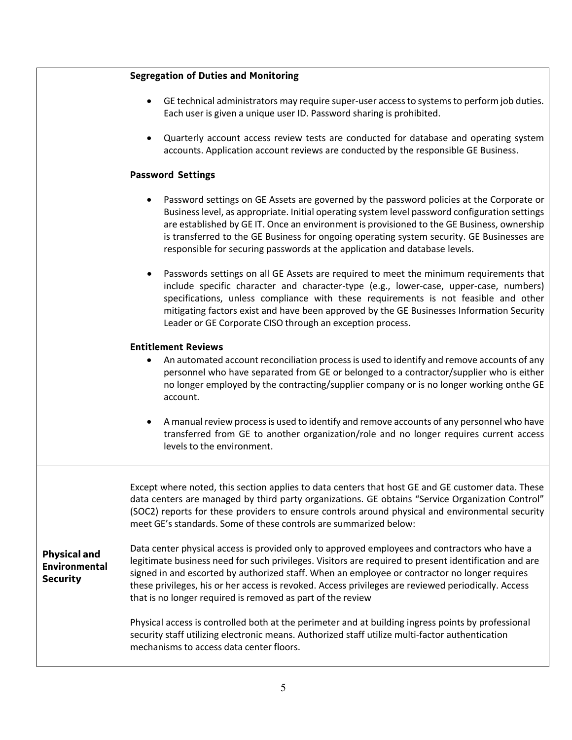| | |
|---|---|
| | **Segregation of Duties and Monitoring**<br><br>• GE technical administrators may require super-user access to systems to perform job duties. Each user is given a unique user ID. Password sharing is prohibited.<br><br>• Quarterly account access review tests are conducted for database and operating system accounts. Application account reviews are conducted by the responsible GE Business.<br><br>**Password Settings**<br><br>• Password settings on GE Assets are governed by the password policies at the Corporate or Business level, as appropriate. Initial operating system level password configuration settings are established by GE IT. Once an environment is provisioned to the GE Business, ownership is transferred to the GE Business for ongoing operating system security. GE Businesses are responsible for securing passwords at the application and database levels.<br><br>• Passwords settings on all GE Assets are required to meet the minimum requirements that include specific character and character-type (e.g., lower-case, upper-case, numbers) specifications, unless compliance with these requirements is not feasible and other mitigating factors exist and have been approved by the GE Businesses Information Security Leader or GE Corporate CISO through an exception process.<br><br>**Entitlement Reviews**<br><br>• An automated account reconciliation process is used to identify and remove accounts of any personnel who have separated from GE or belonged to a contractor/supplier who is either no longer employed by the contracting/supplier company or is no longer working onthe GE account.<br><br>• A manual review process is used to identify and remove accounts of any personnel who have transferred from GE to another organization/role and no longer requires current access levels to the environment. |
| **Physical and Environmental Security** | Except where noted, this section applies to data centers that host GE and GE customer data. These data centers are managed by third party organizations. GE obtains "Service Organization Control" (SOC2) reports for these providers to ensure controls around physical and environmental security meet GE's standards. Some of these controls are summarized below:<br><br>Data center physical access is provided only to approved employees and contractors who have a legitimate business need for such privileges. Visitors are required to present identification and are signed in and escorted by authorized staff. When an employee or contractor no longer requires these privileges, his or her access is revoked. Access privileges are reviewed periodically. Access that is no longer required is removed as part of the review<br><br>Physical access is controlled both at the perimeter and at building ingress points by professional security staff utilizing electronic means. Authorized staff utilize multi-factor authentication mechanisms to access data center floors. |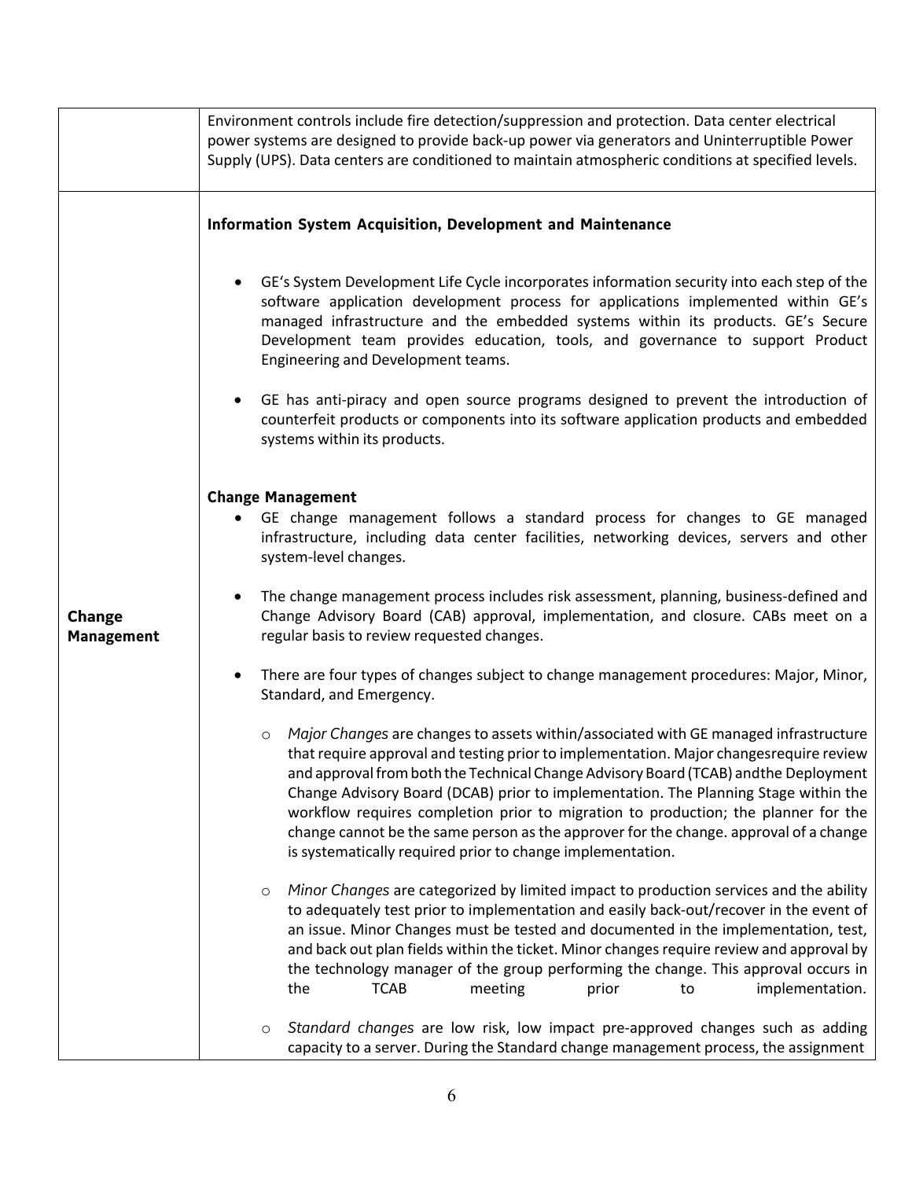| | |
|---|---|
| | Environment controls include fire detection/suppression and protection. Data center electrical power systems are designed to provide back-up power via generators and Uninterruptible Power Supply (UPS). Data centers are conditioned to maintain atmospheric conditions at specified levels. |
| **Change Management** | **Information System Acquisition, Development and Maintenance**<br><br>• GE's System Development Life Cycle incorporates information security into each step of the software application development process for applications implemented within GE's managed infrastructure and the embedded systems within its products. GE's Secure Development team provides education, tools, and governance to support Product Engineering and Development teams.<br><br>• GE has anti-piracy and open source programs designed to prevent the introduction of counterfeit products or components into its software application products and embedded systems within its products.<br><br>**Change Management**<br>• GE change management follows a standard process for changes to GE managed infrastructure, including data center facilities, networking devices, servers and other system-level changes.<br><br>• The change management process includes risk assessment, planning, business-defined and Change Advisory Board (CAB) approval, implementation, and closure. CABs meet on a regular basis to review requested changes.<br><br>• There are four types of changes subject to change management procedures: Major, Minor, Standard, and Emergency.<br><br>○ *Major Changes* are changes to assets within/associated with GE managed infrastructure that require approval and testing prior to implementation. Major changesrequire review and approval from both the Technical Change Advisory Board (TCAB) andthe Deployment Change Advisory Board (DCAB) prior to implementation. The Planning Stage within the workflow requires completion prior to migration to production; the planner for the change cannot be the same person as the approver for the change. approval of a change is systematically required prior to change implementation.<br><br>○ *Minor Changes* are categorized by limited impact to production services and the ability to adequately test prior to implementation and easily back-out/recover in the event of an issue. Minor Changes must be tested and documented in the implementation, test, and back out plan fields within the ticket. Minor changes require review and approval by the technology manager of the group performing the change. This approval occurs in the TCAB meeting prior to implementation.<br><br>○ *Standard changes* are low risk, low impact pre-approved changes such as adding capacity to a server. During the Standard change management process, the assignment |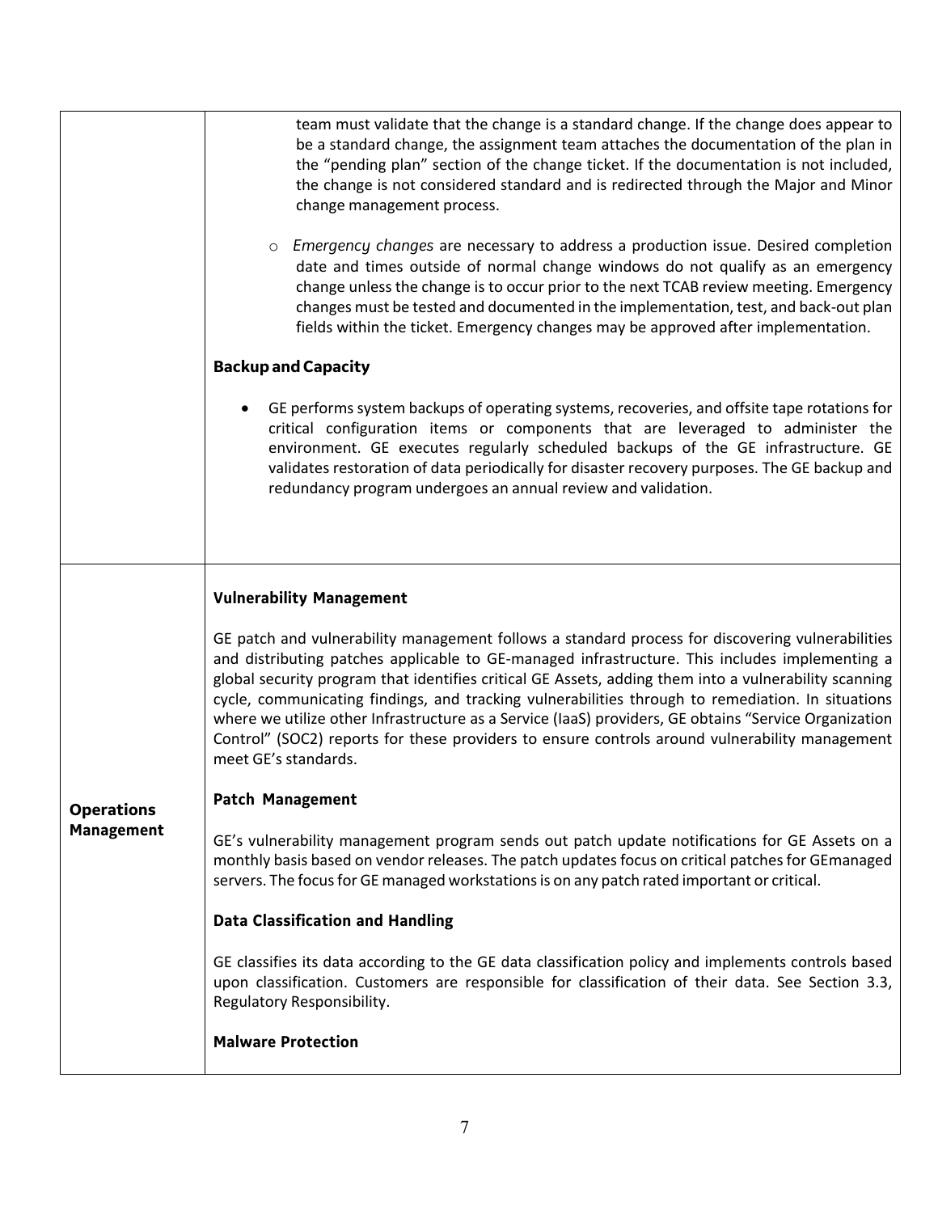| | |
|---|---|
| | team must validate that the change is a standard change. If the change does appear to be a standard change, the assignment team attaches the documentation of the plan in the "pending plan" section of the change ticket. If the documentation is not included, the change is not considered standard and is redirected through the Major and Minor change management process.<br><br>◦ *Emergency changes* are necessary to address a production issue. Desired completion date and times outside of normal change windows do not qualify as an emergency change unless the change is to occur prior to the next TCAB review meeting. Emergency changes must be tested and documented in the implementation, test, and back-out plan fields within the ticket. Emergency changes may be approved after implementation.<br><br>**Backup and Capacity**<br><br>• GE performs system backups of operating systems, recoveries, and offsite tape rotations for critical configuration items or components that are leveraged to administer the environment. GE executes regularly scheduled backups of the GE infrastructure. GE validates restoration of data periodically for disaster recovery purposes. The GE backup and redundancy program undergoes an annual review and validation. |
| **Operations Management** | **Vulnerability Management**<br><br>GE patch and vulnerability management follows a standard process for discovering vulnerabilities and distributing patches applicable to GE-managed infrastructure. This includes implementing a global security program that identifies critical GE Assets, adding them into a vulnerability scanning cycle, communicating findings, and tracking vulnerabilities through to remediation. In situations where we utilize other Infrastructure as a Service (IaaS) providers, GE obtains "Service Organization Control" (SOC2) reports for these providers to ensure controls around vulnerability management meet GE's standards.<br><br>**Patch Management**<br><br>GE's vulnerability management program sends out patch update notifications for GE Assets on a monthly basis based on vendor releases. The patch updates focus on critical patches for GEmanaged servers. The focus for GE managed workstations is on any patch rated important or critical.<br><br>**Data Classification and Handling**<br><br>GE classifies its data according to the GE data classification policy and implements controls based upon classification. Customers are responsible for classification of their data. See Section 3.3, Regulatory Responsibility.<br><br>**Malware Protection** |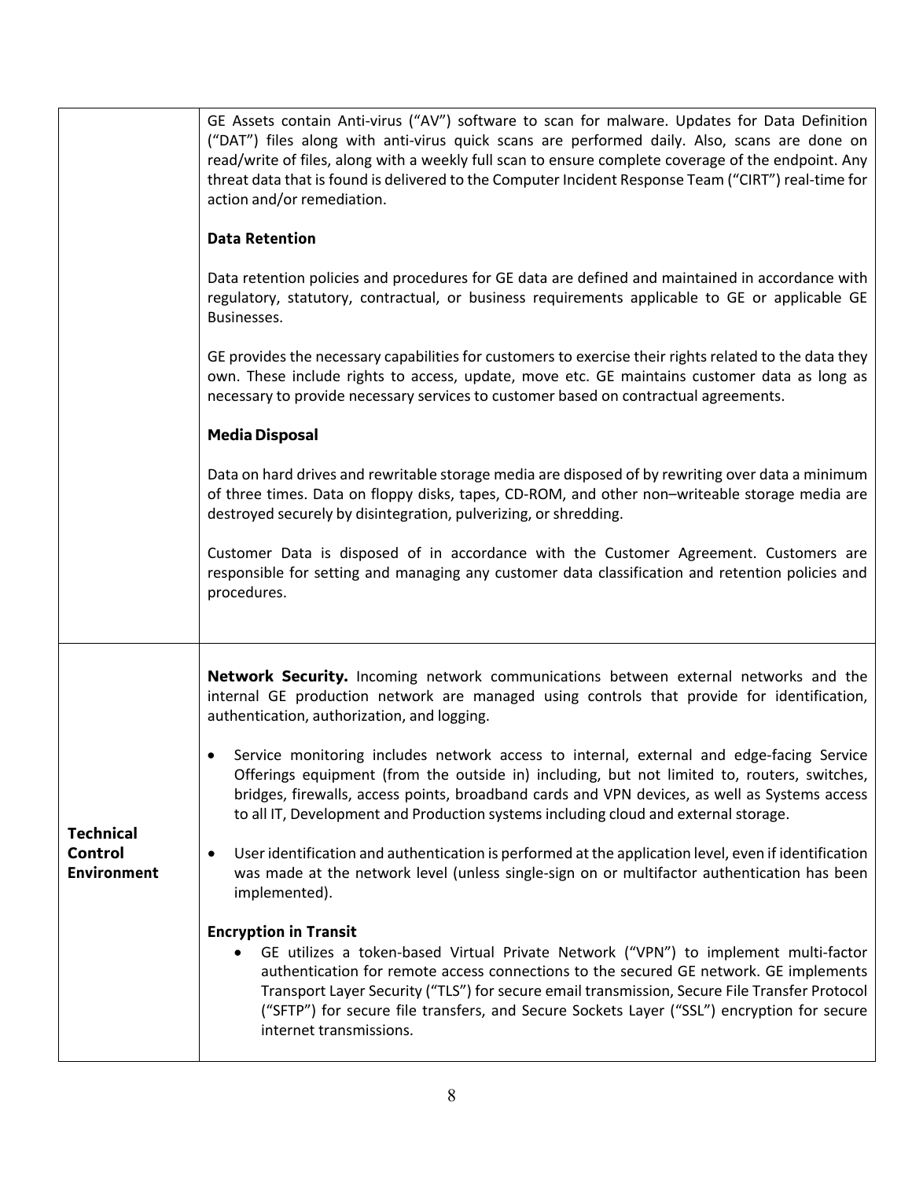| | |
|---|---|
| | GE Assets contain Anti-virus ("AV") software to scan for malware. Updates for Data Definition ("DAT") files along with anti-virus quick scans are performed daily. Also, scans are done on read/write of files, along with a weekly full scan to ensure complete coverage of the endpoint. Any threat data that is found is delivered to the Computer Incident Response Team ("CIRT") real-time for action and/or remediation.<br><br>**Data Retention**<br><br>Data retention policies and procedures for GE data are defined and maintained in accordance with regulatory, statutory, contractual, or business requirements applicable to GE or applicable GE Businesses.<br><br>GE provides the necessary capabilities for customers to exercise their rights related to the data they own. These include rights to access, update, move etc. GE maintains customer data as long as necessary to provide necessary services to customer based on contractual agreements.<br><br>**Media Disposal**<br><br>Data on hard drives and rewritable storage media are disposed of by rewriting over data a minimum of three times. Data on floppy disks, tapes, CD-ROM, and other non–writeable storage media are destroyed securely by disintegration, pulverizing, or shredding.<br><br>Customer Data is disposed of in accordance with the Customer Agreement. Customers are responsible for setting and managing any customer data classification and retention policies and procedures. |
| **Technical Control Environment** | **Network Security.** Incoming network communications between external networks and the internal GE production network are managed using controls that provide for identification, authentication, authorization, and logging.<br><br>• Service monitoring includes network access to internal, external and edge-facing Service Offerings equipment (from the outside in) including, but not limited to, routers, switches, bridges, firewalls, access points, broadband cards and VPN devices, as well as Systems access to all IT, Development and Production systems including cloud and external storage.<br><br>• User identification and authentication is performed at the application level, even if identification was made at the network level (unless single-sign on or multifactor authentication has been implemented).<br><br>**Encryption in Transit**<br><br>• GE utilizes a token-based Virtual Private Network ("VPN") to implement multi-factor authentication for remote access connections to the secured GE network. GE implements Transport Layer Security ("TLS") for secure email transmission, Secure File Transfer Protocol ("SFTP") for secure file transfers, and Secure Sockets Layer ("SSL") encryption for secure internet transmissions. |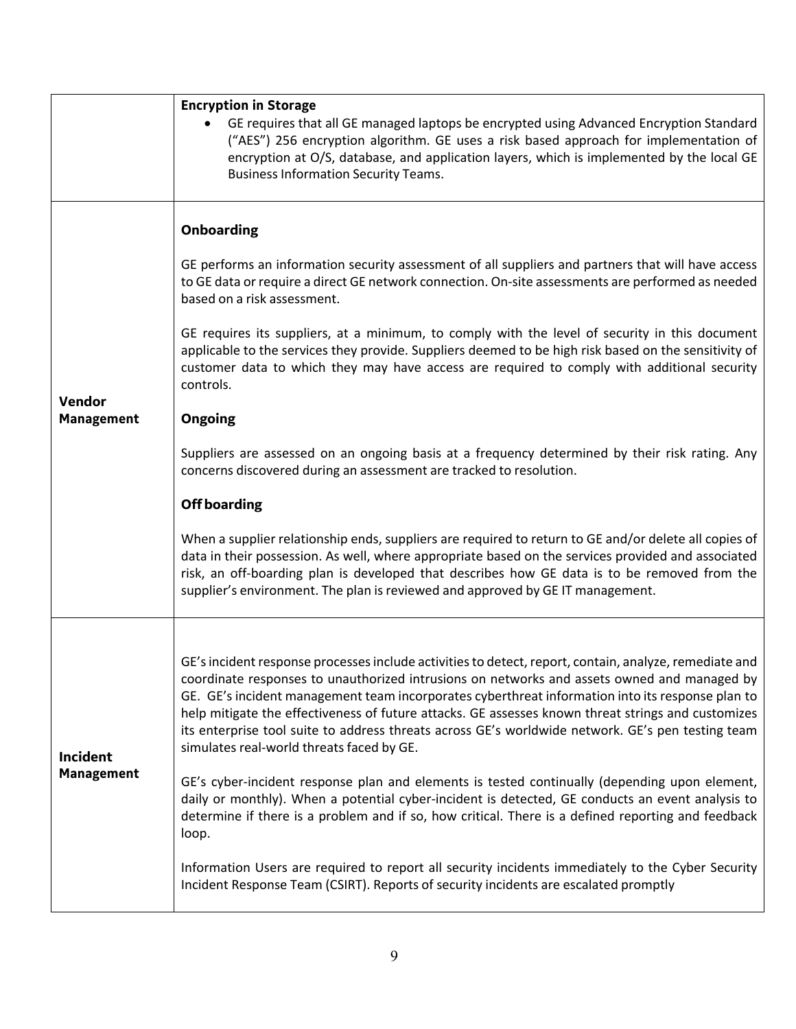| | |
|---|---|
| | **Encryption in Storage**<br>• GE requires that all GE managed laptops be encrypted using Advanced Encryption Standard ("AES") 256 encryption algorithm. GE uses a risk based approach for implementation of encryption at O/S, database, and application layers, which is implemented by the local GE Business Information Security Teams. |
| **Vendor Management** | **Onboarding**<br><br>GE performs an information security assessment of all suppliers and partners that will have access to GE data or require a direct GE network connection. On-site assessments are performed as needed based on a risk assessment.<br><br>GE requires its suppliers, at a minimum, to comply with the level of security in this document applicable to the services they provide. Suppliers deemed to be high risk based on the sensitivity of customer data to which they may have access are required to comply with additional security controls.<br><br>**Ongoing**<br><br>Suppliers are assessed on an ongoing basis at a frequency determined by their risk rating. Any concerns discovered during an assessment are tracked to resolution.<br><br>**Off boarding**<br><br>When a supplier relationship ends, suppliers are required to return to GE and/or delete all copies of data in their possession. As well, where appropriate based on the services provided and associated risk, an off-boarding plan is developed that describes how GE data is to be removed from the supplier's environment. The plan is reviewed and approved by GE IT management. |
| **Incident Management** | GE's incident response processes include activities to detect, report, contain, analyze, remediate and coordinate responses to unauthorized intrusions on networks and assets owned and managed by GE. GE's incident management team incorporates cyberthreat information into its response plan to help mitigate the effectiveness of future attacks. GE assesses known threat strings and customizes its enterprise tool suite to address threats across GE's worldwide network. GE's pen testing team simulates real-world threats faced by GE.<br><br>GE's cyber-incident response plan and elements is tested continually (depending upon element, daily or monthly). When a potential cyber-incident is detected, GE conducts an event analysis to determine if there is a problem and if so, how critical. There is a defined reporting and feedback loop.<br><br>Information Users are required to report all security incidents immediately to the Cyber Security Incident Response Team (CSIRT). Reports of security incidents are escalated promptly |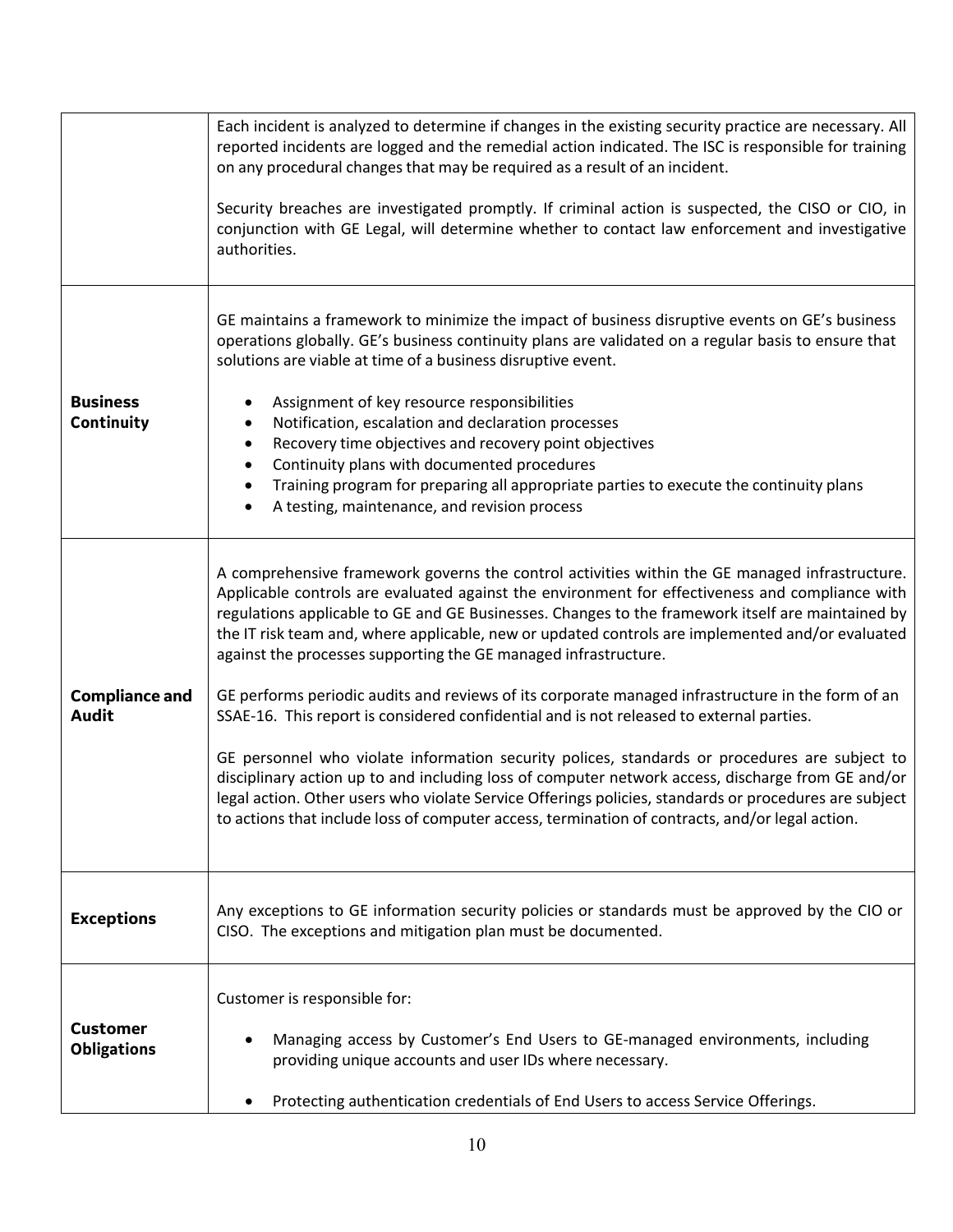| | |
|---|---|
| | Each incident is analyzed to determine if changes in the existing security practice are necessary. All reported incidents are logged and the remedial action indicated. The ISC is responsible for training on any procedural changes that may be required as a result of an incident.<br><br>Security breaches are investigated promptly. If criminal action is suspected, the CISO or CIO, in conjunction with GE Legal, will determine whether to contact law enforcement and investigative authorities. |
| **Business Continuity** | GE maintains a framework to minimize the impact of business disruptive events on GE's business operations globally. GE's business continuity plans are validated on a regular basis to ensure that solutions are viable at time of a business disruptive event.<br><br>• Assignment of key resource responsibilities<br>• Notification, escalation and declaration processes<br>• Recovery time objectives and recovery point objectives<br>• Continuity plans with documented procedures<br>• Training program for preparing all appropriate parties to execute the continuity plans<br>• A testing, maintenance, and revision process |
| **Compliance and Audit** | A comprehensive framework governs the control activities within the GE managed infrastructure. Applicable controls are evaluated against the environment for effectiveness and compliance with regulations applicable to GE and GE Businesses. Changes to the framework itself are maintained by the IT risk team and, where applicable, new or updated controls are implemented and/or evaluated against the processes supporting the GE managed infrastructure.<br><br>GE performs periodic audits and reviews of its corporate managed infrastructure in the form of an SSAE-16. This report is considered confidential and is not released to external parties.<br><br>GE personnel who violate information security polices, standards or procedures are subject to disciplinary action up to and including loss of computer network access, discharge from GE and/or legal action. Other users who violate Service Offerings policies, standards or procedures are subject to actions that include loss of computer access, termination of contracts, and/or legal action. |
| **Exceptions** | Any exceptions to GE information security policies or standards must be approved by the CIO or CISO. The exceptions and mitigation plan must be documented. |
| **Customer Obligations** | Customer is responsible for:<br><br>• Managing access by Customer's End Users to GE-managed environments, including providing unique accounts and user IDs where necessary.<br><br>• Protecting authentication credentials of End Users to access Service Offerings. |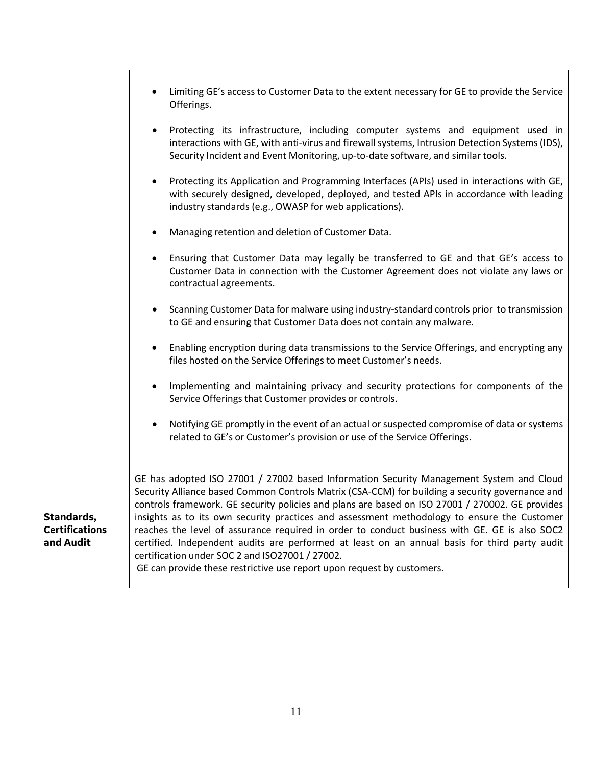| | |
|---|---|
| | • Limiting GE's access to Customer Data to the extent necessary for GE to provide the Service Offerings.<br><br>• Protecting its infrastructure, including computer systems and equipment used in interactions with GE, with anti-virus and firewall systems, Intrusion Detection Systems (IDS), Security Incident and Event Monitoring, up-to-date software, and similar tools.<br><br>• Protecting its Application and Programming Interfaces (APIs) used in interactions with GE, with securely designed, developed, deployed, and tested APIs in accordance with leading industry standards (e.g., OWASP for web applications).<br><br>• Managing retention and deletion of Customer Data.<br><br>• Ensuring that Customer Data may legally be transferred to GE and that GE's access to Customer Data in connection with the Customer Agreement does not violate any laws or contractual agreements.<br><br>• Scanning Customer Data for malware using industry-standard controls prior to transmission to GE and ensuring that Customer Data does not contain any malware.<br><br>• Enabling encryption during data transmissions to the Service Offerings, and encrypting any files hosted on the Service Offerings to meet Customer's needs.<br><br>• Implementing and maintaining privacy and security protections for components of the Service Offerings that Customer provides or controls.<br><br>• Notifying GE promptly in the event of an actual or suspected compromise of data or systems related to GE's or Customer's provision or use of the Service Offerings. |
| **Standards, Certifications and Audit** | GE has adopted ISO 27001 / 27002 based Information Security Management System and Cloud Security Alliance based Common Controls Matrix (CSA-CCM) for building a security governance and controls framework. GE security policies and plans are based on ISO 27001 / 270002. GE provides insights as to its own security practices and assessment methodology to ensure the Customer reaches the level of assurance required in order to conduct business with GE. GE is also SOC2 certified. Independent audits are performed at least on an annual basis for third party audit certification under SOC 2 and ISO27001 / 27002.<br>GE can provide these restrictive use report upon request by customers. |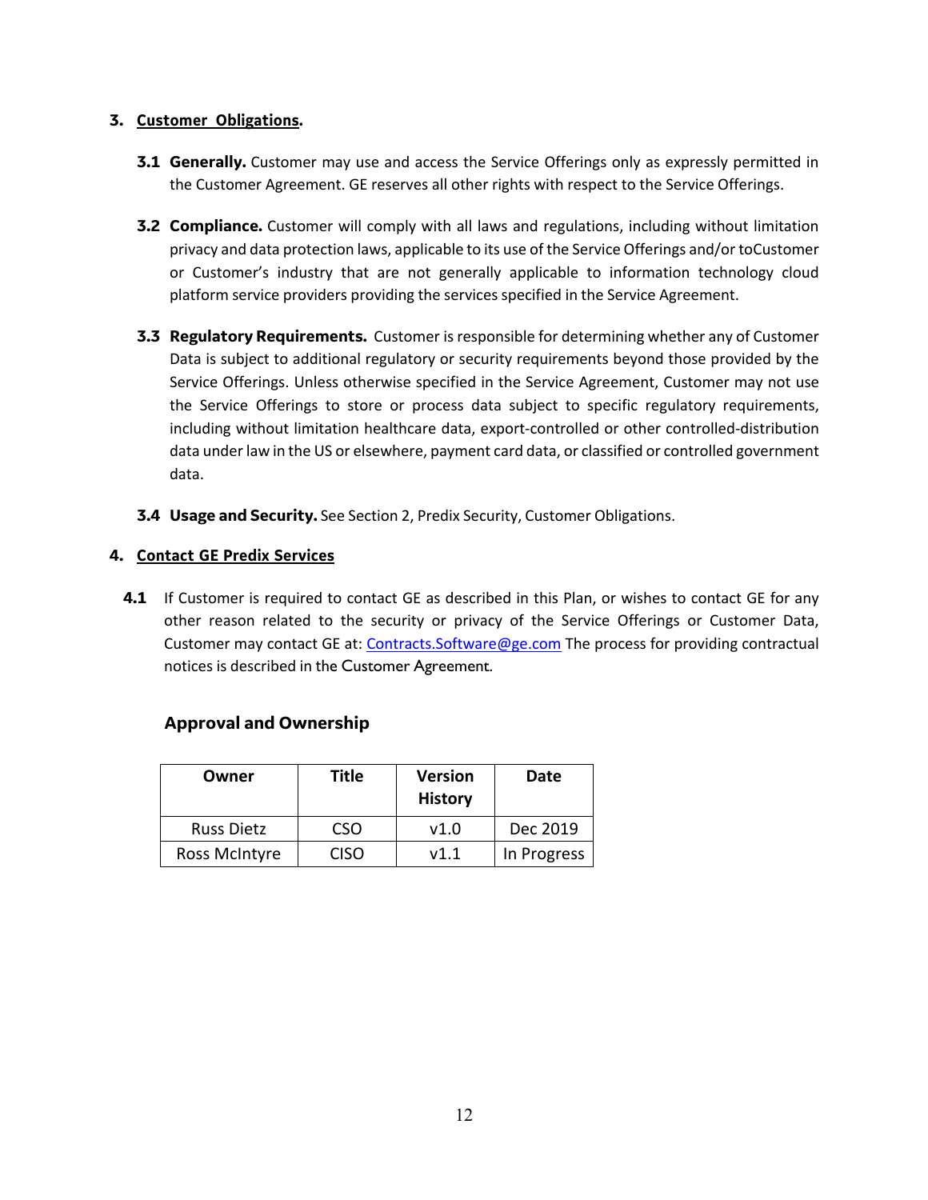## 3. Customer Obligations.

**3.1 Generally.** Customer may use and access the Service Offerings only as expressly permitted in the Customer Agreement. GE reserves all other rights with respect to the Service Offerings.

**3.2 Compliance.** Customer will comply with all laws and regulations, including without limitation privacy and data protection laws, applicable to its use of the Service Offerings and/or toCustomer or Customer's industry that are not generally applicable to information technology cloud platform service providers providing the services specified in the Service Agreement.

**3.3 Regulatory Requirements.** Customer is responsible for determining whether any of Customer Data is subject to additional regulatory or security requirements beyond those provided by the Service Offerings. Unless otherwise specified in the Service Agreement, Customer may not use the Service Offerings to store or process data subject to specific regulatory requirements, including without limitation healthcare data, export-controlled or other controlled-distribution data under law in the US or elsewhere, payment card data, or classified or controlled government data.

**3.4 Usage and Security.** See Section 2, Predix Security, Customer Obligations.

## 4. Contact GE Predix Services

**4.1** If Customer is required to contact GE as described in this Plan, or wishes to contact GE for any other reason related to the security or privacy of the Service Offerings or Customer Data, Customer may contact GE at: Contracts.Software@ge.com The process for providing contractual notices is described in the Customer Agreement.

### Approval and Ownership

| Owner | Title | Version History | Date |
|---|---|---|---|
| Russ Dietz | CSO | v1.0 | Dec 2019 |
| Ross McIntyre | CISO | v1.1 | In Progress |